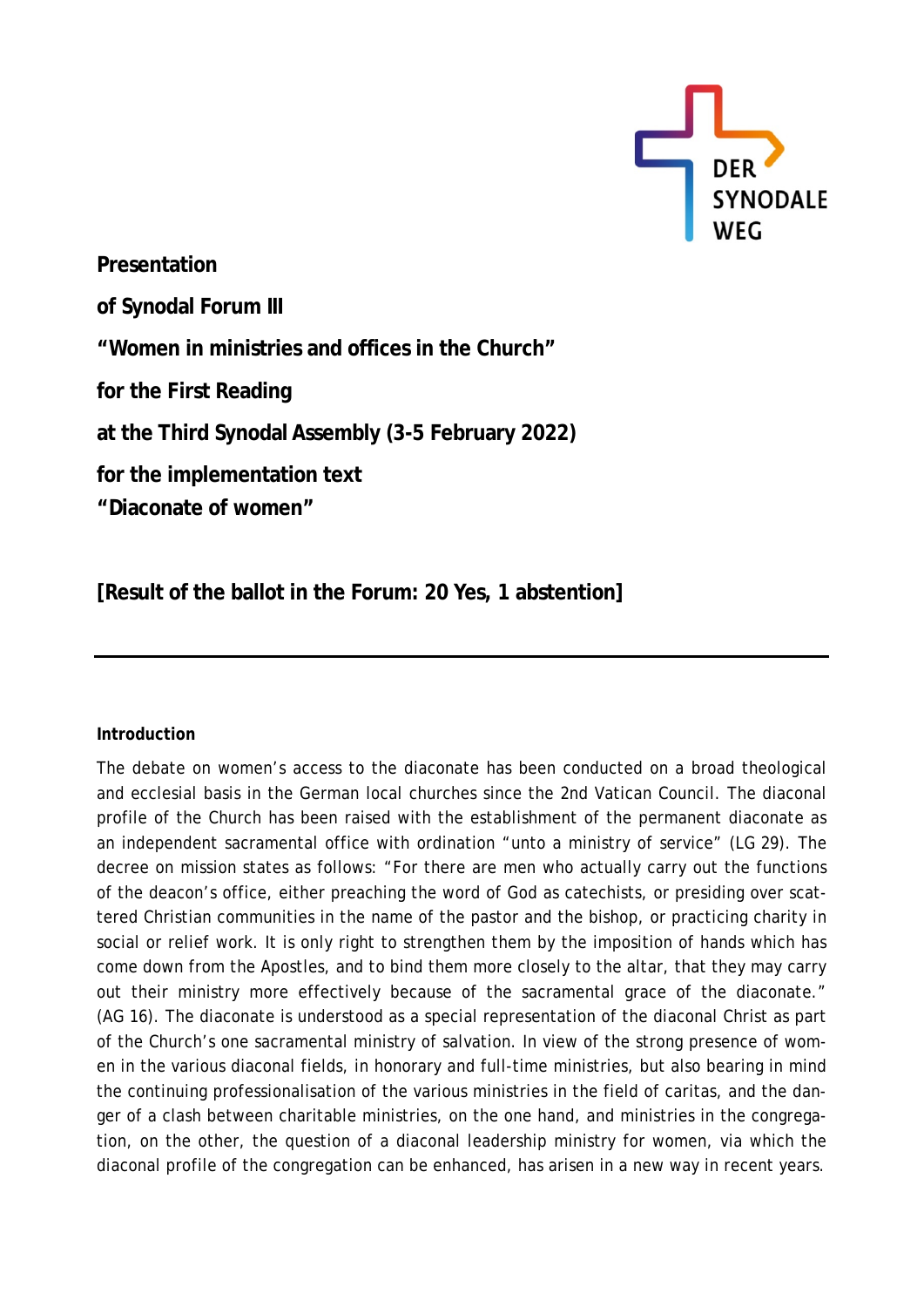DER SYNODALE WEG

**Presentation**

**of Synodal Forum III**

**“Women in ministries and offices in the Church”**

**for the First Reading**

**at the Third Synodal Assembly (3-5 February 2022)**

**for the implementation text**
**“Diaconate of women”**

**[Result of the ballot in the Forum: 20 Yes, 1 abstention]**

---

**Introduction**

The debate on women’s access to the diaconate has been conducted on a broad theological and ecclesial basis in the German local churches since the 2nd Vatican Council. The diaconal profile of the Church has been raised with the establishment of the permanent diaconate as an independent sacramental office with ordination “unto a ministry of service” (LG 29). The decree on mission states as follows: “For there are men who actually carry out the functions of the deacon’s office, either preaching the word of God as catechists, or presiding over scattered Christian communities in the name of the pastor and the bishop, or practicing charity in social or relief work. It is only right to strengthen them by the imposition of hands which has come down from the Apostles, and to bind them more closely to the altar, that they may carry out their ministry more effectively because of the sacramental grace of the diaconate.” (AG 16). The diaconate is understood as a special representation of the diaconal Christ as part of the Church’s one sacramental ministry of salvation. In view of the strong presence of women in the various diaconal fields, in honorary and full-time ministries, but also bearing in mind the continuing professionalisation of the various ministries in the field of caritas, and the danger of a clash between charitable ministries, on the one hand, and ministries in the congregation, on the other, the question of a diaconal leadership ministry for women, via which the diaconal profile of the congregation can be enhanced, has arisen in a new way in recent years.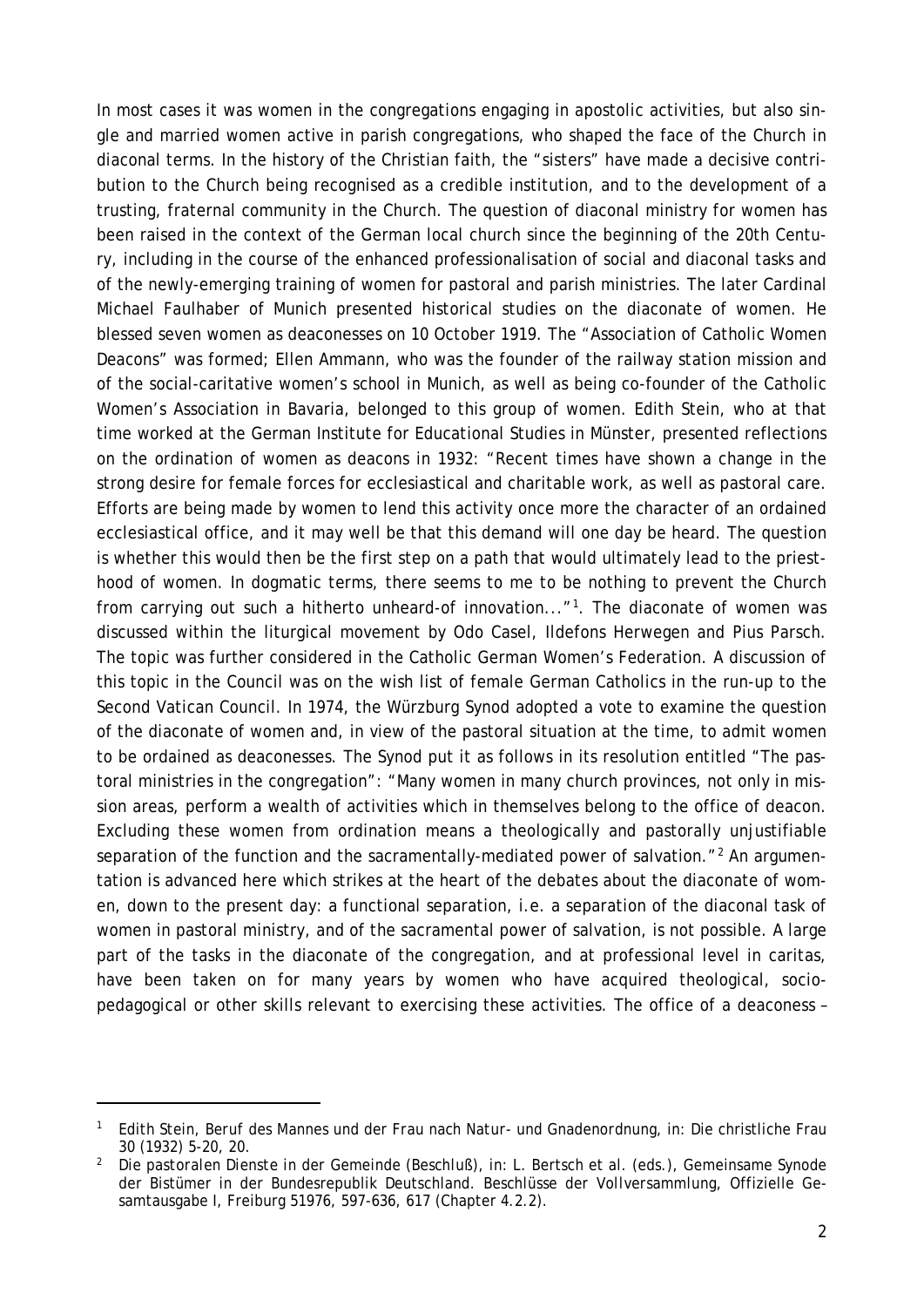In most cases it was women in the congregations engaging in apostolic activities, but also single and married women active in parish congregations, who shaped the face of the Church in diaconal terms. In the history of the Christian faith, the "sisters" have made a decisive contribution to the Church being recognised as a credible institution, and to the development of a trusting, fraternal community in the Church. The question of diaconal ministry for women has been raised in the context of the German local church since the beginning of the 20th Century, including in the course of the enhanced professionalisation of social and diaconal tasks and of the newly-emerging training of women for pastoral and parish ministries. The later Cardinal Michael Faulhaber of Munich presented historical studies on the diaconate of women. He blessed seven women as deaconesses on 10 October 1919. The "Association of Catholic Women Deacons" was formed; Ellen Ammann, who was the founder of the railway station mission and of the social-caritative women's school in Munich, as well as being co-founder of the Catholic Women's Association in Bavaria, belonged to this group of women. Edith Stein, who at that time worked at the German Institute for Educational Studies in Münster, presented reflections on the ordination of women as deacons in 1932: "Recent times have shown a change in the strong desire for female forces for ecclesiastical and charitable work, as well as pastoral care. Efforts are being made by women to lend this activity once more the character of an ordained ecclesiastical office, and it may well be that this demand will one day be heard. The question is whether this would then be the first step on a path that would ultimately lead to the priesthood of women. In dogmatic terms, there seems to me to be nothing to prevent the Church from carrying out such a hitherto unheard-of innovation..."[1]. The diaconate of women was discussed within the liturgical movement by Odo Casel, Ildefons Herwegen and Pius Parsch. The topic was further considered in the Catholic German Women's Federation. A discussion of this topic in the Council was on the wish list of female German Catholics in the run-up to the Second Vatican Council. In 1974, the Würzburg Synod adopted a vote to examine the question of the diaconate of women and, in view of the pastoral situation at the time, to admit women to be ordained as deaconesses. The Synod put it as follows in its resolution entitled "The pastoral ministries in the congregation": "Many women in many church provinces, not only in mission areas, perform a wealth of activities which in themselves belong to the office of deacon. Excluding these women from ordination means a theologically and pastorally unjustifiable separation of the function and the sacramentally-mediated power of salvation."[2] An argumentation is advanced here which strikes at the heart of the debates about the diaconate of women, down to the present day: a functional separation, i.e. a separation of the diaconal task of women in pastoral ministry, and of the sacramental power of salvation, is not possible. A large part of the tasks in the diaconate of the congregation, and at professional level in caritas, have been taken on for many years by women who have acquired theological, socio-pedagogical or other skills relevant to exercising these activities. The office of a deaconess –

---

[1] Edith Stein, Beruf des Mannes und der Frau nach Natur- und Gnadenordnung, in: Die christliche Frau 30 (1932) 5-20, 20.

[2] Die pastoralen Dienste in der Gemeinde (Beschluß), in: L. Bertsch et al. (eds.), Gemeinsame Synode der Bistümer in der Bundesrepublik Deutschland. Beschlüsse der Vollversammlung, Offizielle Gesamtausgabe I, Freiburg 51976, 597-636, 617 (Chapter 4.2.2).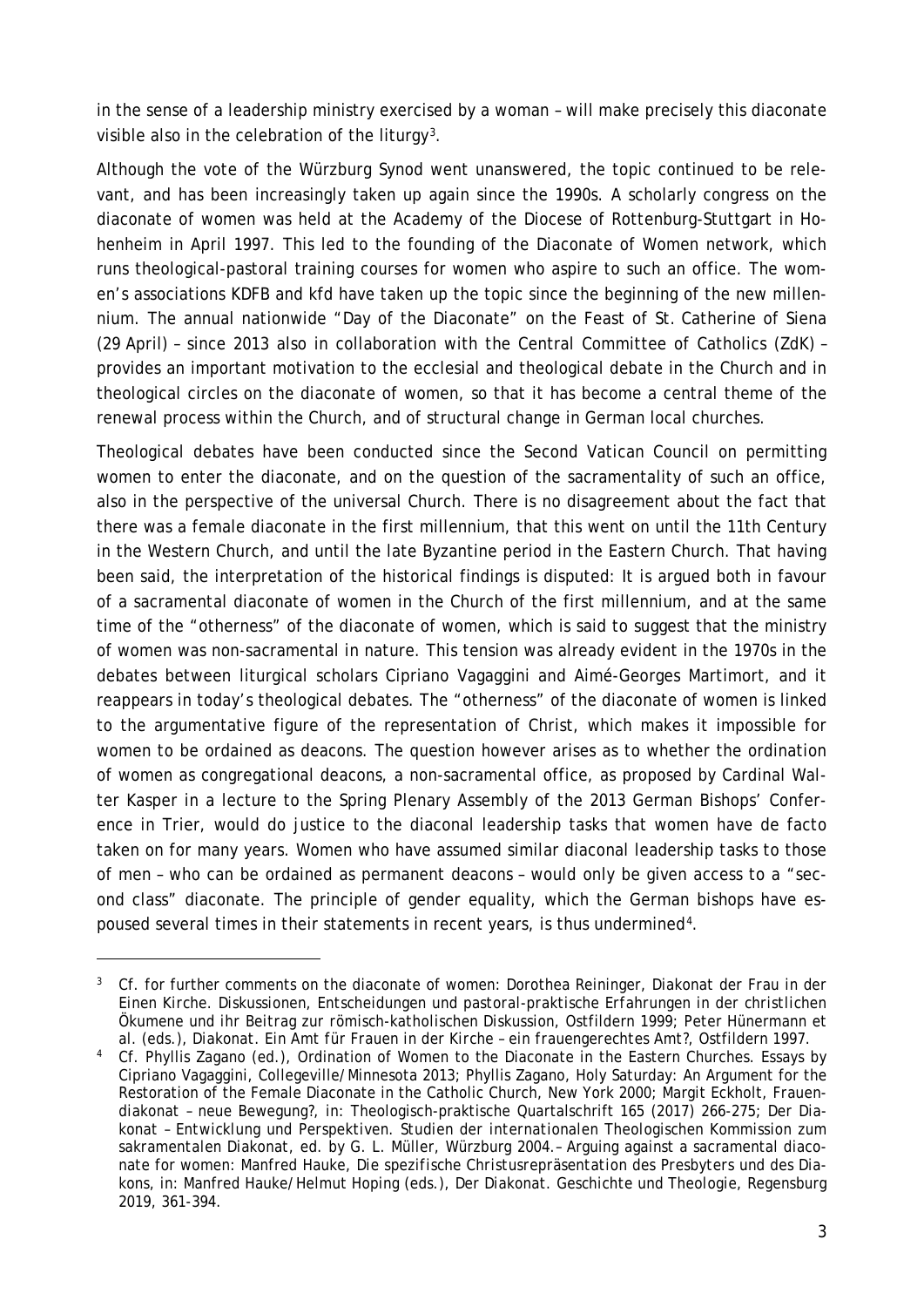in the sense of a leadership ministry exercised by a woman – will make precisely this diaconate visible also in the celebration of the liturgy[3].

Although the vote of the Würzburg Synod went unanswered, the topic continued to be relevant, and has been increasingly taken up again since the 1990s. A scholarly congress on the diaconate of women was held at the Academy of the Diocese of Rottenburg-Stuttgart in Hohenheim in April 1997. This led to the founding of the Diaconate of Women network, which runs theological-pastoral training courses for women who aspire to such an office. The women's associations KDFB and kfd have taken up the topic since the beginning of the new millennium. The annual nationwide "Day of the Diaconate" on the Feast of St. Catherine of Siena (29 April) – since 2013 also in collaboration with the Central Committee of Catholics (ZdK) – provides an important motivation to the ecclesial and theological debate in the Church and in theological circles on the diaconate of women, so that it has become a central theme of the renewal process within the Church, and of structural change in German local churches.

Theological debates have been conducted since the Second Vatican Council on permitting women to enter the diaconate, and on the question of the sacramentality of such an office, also in the perspective of the universal Church. There is no disagreement about the fact that there was a female diaconate in the first millennium, that this went on until the 11th Century in the Western Church, and until the late Byzantine period in the Eastern Church. That having been said, the interpretation of the historical findings is disputed: It is argued both in favour of a sacramental diaconate of women in the Church of the first millennium, and at the same time of the "otherness" of the diaconate of women, which is said to suggest that the ministry of women was non-sacramental in nature. This tension was already evident in the 1970s in the debates between liturgical scholars Cipriano Vagaggini and Aimé-Georges Martimort, and it reappears in today's theological debates. The "otherness" of the diaconate of women is linked to the argumentative figure of the representation of Christ, which makes it impossible for women to be ordained as deacons. The question however arises as to whether the ordination of women as congregational deacons, a non-sacramental office, as proposed by Cardinal Walter Kasper in a lecture to the Spring Plenary Assembly of the 2013 German Bishops' Conference in Trier, would do justice to the diaconal leadership tasks that women have de facto taken on for many years. Women who have assumed similar diaconal leadership tasks to those of men – who can be ordained as permanent deacons – would only be given access to a "second class" diaconate. The principle of gender equality, which the German bishops have espoused several times in their statements in recent years, is thus undermined[4].

---

[3] Cf. for further comments on the diaconate of women: Dorothea Reininger, *Diakonat der Frau in der Einen Kirche. Diskussionen, Entscheidungen und pastoral-praktische Erfahrungen in der christlichen Ökumene und ihr Beitrag zur römisch-katholischen Diskussion*, Ostfildern 1999; Peter Hünermann et al. (eds.), *Diakonat. Ein Amt für Frauen in der Kirche – ein frauengerechtes Amt?*, Ostfildern 1997.

[4] Cf. Phyllis Zagano (ed.), *Ordination of Women to the Diaconate in the Eastern Churches. Essays by Cipriano Vagaggini*, Collegeville/Minnesota 2013; Phyllis Zagano, *Holy Saturday: An Argument for the Restoration of the Female Diaconate in the Catholic Church*, New York 2000; Margit Eckholt, Frauendiakonat – neue Bewegung?, in: *Theologisch-praktische Quartalschrift* 165 (2017) 266-275; *Der Diakonat – Entwicklung und Perspektiven. Studien der internationalen Theologischen Kommission zum sakramentalen Diakonat*, ed. by G. L. Müller, Würzburg 2004.– Arguing against a sacramental diaconate for women: Manfred Hauke, Die spezifische Christusrepräsentation des Presbyters und des Diakons, in: Manfred Hauke/Helmut Hoping (eds.), *Der Diakonat. Geschichte und Theologie*, Regensburg 2019, 361-394.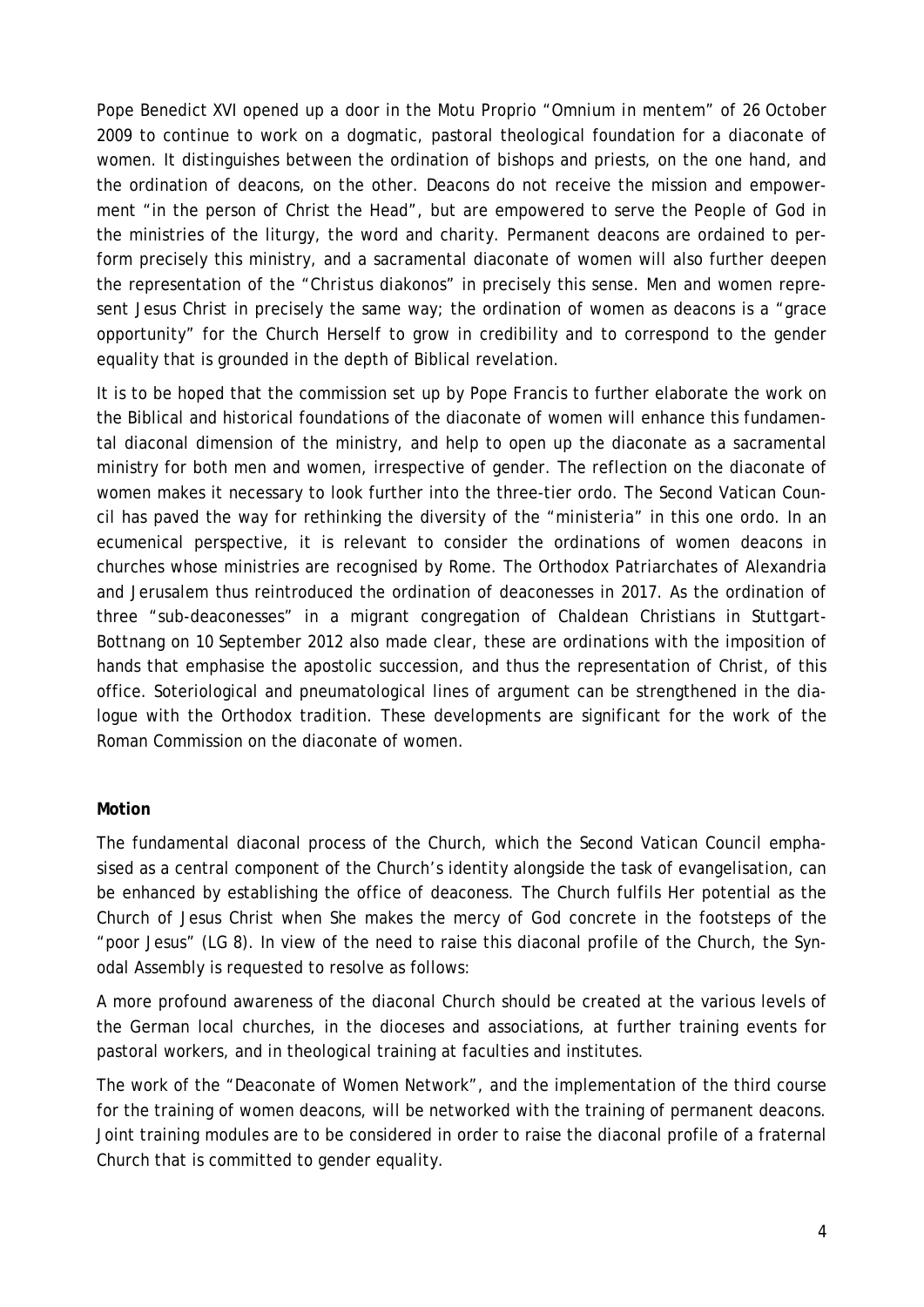Pope Benedict XVI opened up a door in the Motu Proprio "*Omnium in mentem*" of 26 October 2009 to continue to work on a dogmatic, pastoral theological foundation for a diaconate of women. It distinguishes between the ordination of bishops and priests, on the one hand, and the ordination of deacons, on the other. Deacons do not receive the mission and empowerment "in the person of Christ the Head", but are empowered to serve the People of God in the ministries of the liturgy, the word and charity. Permanent deacons are ordained to perform precisely this ministry, and a sacramental diaconate of women will also further deepen the representation of the "*Christus diakonos*" in precisely this sense. Men and women represent Jesus Christ in precisely the same way; the ordination of women as deacons is a "grace opportunity" for the Church Herself to grow in credibility and to correspond to the gender equality that is grounded in the depth of Biblical revelation.

It is to be hoped that the commission set up by Pope Francis to further elaborate the work on the Biblical and historical foundations of the diaconate of women will enhance this fundamental diaconal dimension of the ministry, and help to open up the diaconate as a sacramental ministry for both men and women, irrespective of gender. The reflection on the diaconate of women makes it necessary to look further into the three-tier ordo. The Second Vatican Council has paved the way for rethinking the diversity of the "*ministeria*" in this one ordo. In an ecumenical perspective, it is relevant to consider the ordinations of women deacons in churches whose ministries are recognised by Rome. The Orthodox Patriarchates of Alexandria and Jerusalem thus reintroduced the ordination of deaconesses in 2017. As the ordination of three "sub-deaconesses" in a migrant congregation of Chaldean Christians in Stuttgart-Bottnang on 10 September 2012 also made clear, these are ordinations with the imposition of hands that emphasise the apostolic succession, and thus the representation of Christ, of this office. Soteriological and pneumatological lines of argument can be strengthened in the dialogue with the Orthodox tradition. These developments are significant for the work of the Roman Commission on the diaconate of women.

**Motion**

The fundamental diaconal process of the Church, which the Second Vatican Council emphasised as a central component of the Church's identity alongside the task of evangelisation, can be enhanced by establishing the office of deaconess. The Church fulfils Her potential as the Church of Jesus Christ when She makes the mercy of God concrete in the footsteps of the "poor Jesus" (LG 8). In view of the need to raise this diaconal profile of the Church, the Synodal Assembly is requested to resolve as follows:

A more profound awareness of the diaconal Church should be created at the various levels of the German local churches, in the dioceses and associations, at further training events for pastoral workers, and in theological training at faculties and institutes.

The work of the "Deaconate of Women Network", and the implementation of the third course for the training of women deacons, will be networked with the training of permanent deacons. Joint training modules are to be considered in order to raise the diaconal profile of a fraternal Church that is committed to gender equality.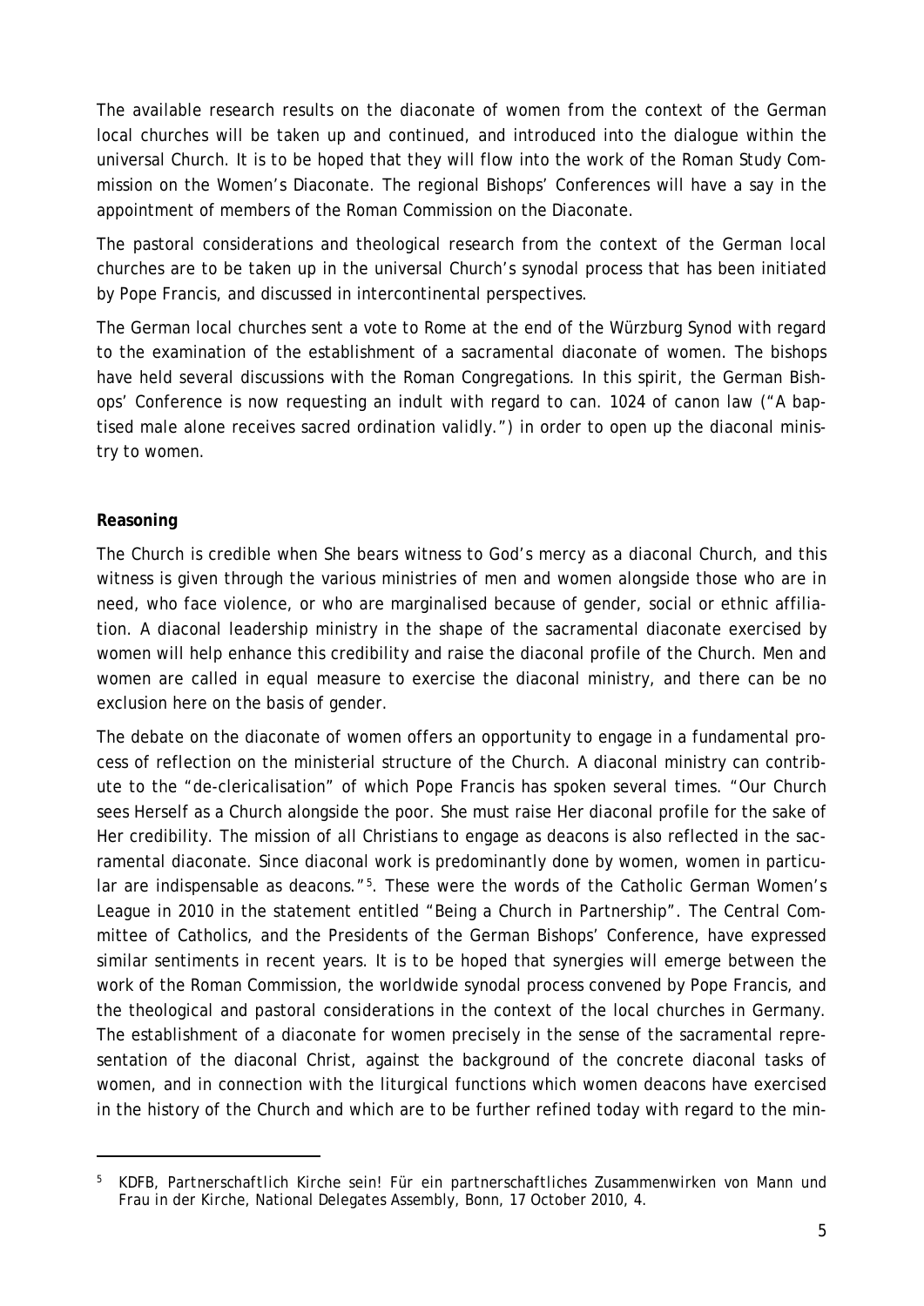The available research results on the diaconate of women from the context of the German local churches will be taken up and continued, and introduced into the dialogue within the universal Church. It is to be hoped that they will flow into the work of the Roman Study Commission on the Women's Diaconate. The regional Bishops' Conferences will have a say in the appointment of members of the Roman Commission on the Diaconate.

The pastoral considerations and theological research from the context of the German local churches are to be taken up in the universal Church's synodal process that has been initiated by Pope Francis, and discussed in intercontinental perspectives.

The German local churches sent a vote to Rome at the end of the Würzburg Synod with regard to the examination of the establishment of a sacramental diaconate of women. The bishops have held several discussions with the Roman Congregations. In this spirit, the German Bishops' Conference is now requesting an indult with regard to can. 1024 of canon law ("A baptised male alone receives sacred ordination validly.") in order to open up the diaconal ministry to women.

**Reasoning**

The Church is credible when She bears witness to God's mercy as a diaconal Church, and this witness is given through the various ministries of men and women alongside those who are in need, who face violence, or who are marginalised because of gender, social or ethnic affiliation. A diaconal leadership ministry in the shape of the sacramental diaconate exercised by women will help enhance this credibility and raise the diaconal profile of the Church. Men and women are called in equal measure to exercise the diaconal ministry, and there can be no exclusion here on the basis of gender.

The debate on the diaconate of women offers an opportunity to engage in a fundamental process of reflection on the ministerial structure of the Church. A diaconal ministry can contribute to the "de-clericalisation" of which Pope Francis has spoken several times. "Our Church sees Herself as a Church alongside the poor. She must raise Her diaconal profile for the sake of Her credibility. The mission of all Christians to engage as deacons is also reflected in the sacramental diaconate. Since diaconal work is predominantly done by women, women in particular are indispensable as deacons."[5]. These were the words of the Catholic German Women's League in 2010 in the statement entitled "Being a Church in Partnership". The Central Committee of Catholics, and the Presidents of the German Bishops' Conference, have expressed similar sentiments in recent years. It is to be hoped that synergies will emerge between the work of the Roman Commission, the worldwide synodal process convened by Pope Francis, and the theological and pastoral considerations in the context of the local churches in Germany. The establishment of a diaconate for women precisely in the sense of the sacramental representation of the diaconal Christ, against the background of the concrete diaconal tasks of women, and in connection with the liturgical functions which women deacons have exercised in the history of the Church and which are to be further refined today with regard to the min-

---

[5] KDFB, *Partnerschaftlich Kirche sein! Für ein partnerschaftliches Zusammenwirken von Mann und Frau in der Kirche*, National Delegates Assembly, Bonn, 17 October 2010, 4.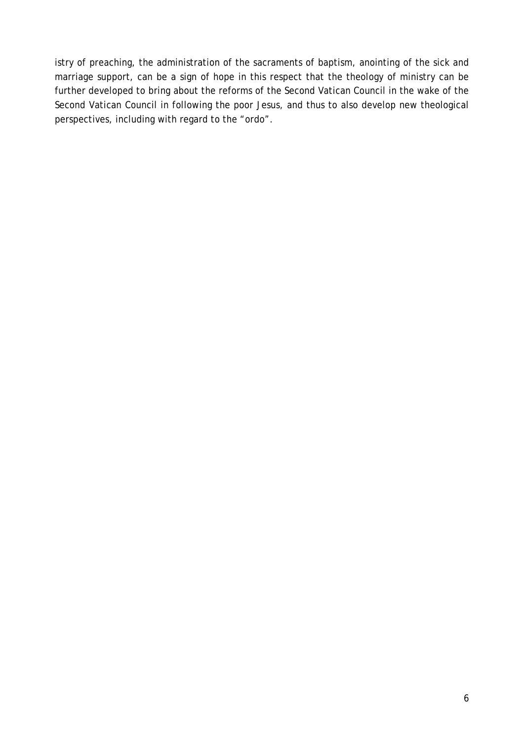istry of preaching, the administration of the sacraments of baptism, anointing of the sick and marriage support, can be a sign of hope in this respect that the theology of ministry can be further developed to bring about the reforms of the Second Vatican Council in the wake of the Second Vatican Council in following the poor Jesus, and thus to also develop new theological perspectives, including with regard to the “ordo”.